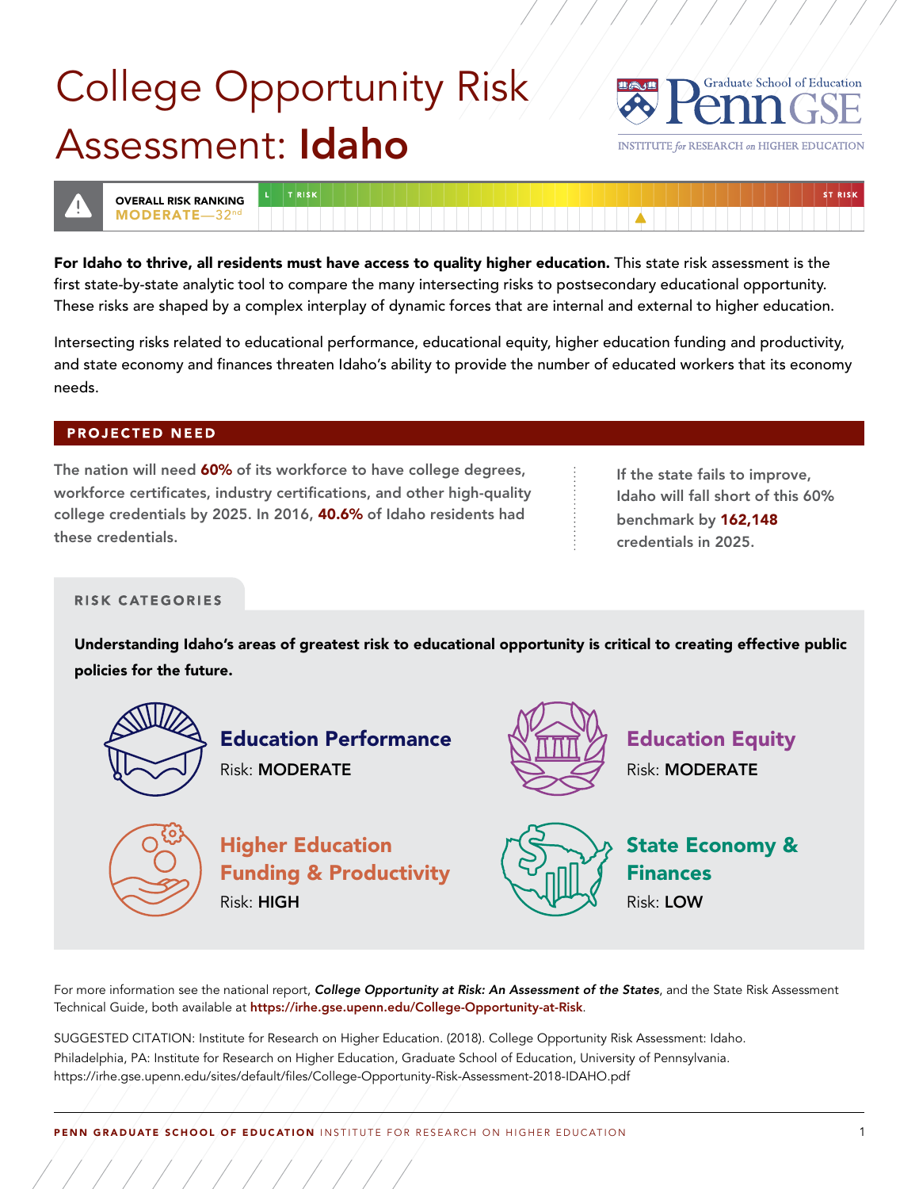# College Opportunity Risk Assessment: **Idaho**

Graduate School of Education Penn GSE
INSTITUTE *for* RESEARCH *on* HIGHER EDUCATION

**OVERALL RISK RANKING**
**MODERATE—32nd**

**For Idaho to thrive, all residents must have access to quality higher education.** This state risk assessment is the first state-by-state analytic tool to compare the many intersecting risks to postsecondary educational opportunity. These risks are shaped by a complex interplay of dynamic forces that are internal and external to higher education.

Intersecting risks related to educational performance, educational equity, higher education funding and productivity, and state economy and finances threaten Idaho's ability to provide the number of educated workers that its economy needs.

## PROJECTED NEED

The nation will need **60%** of its workforce to have college degrees, workforce certificates, industry certifications, and other high-quality college credentials by 2025. In 2016, **40.6%** of Idaho residents had these credentials.

If the state fails to improve, Idaho will fall short of this 60% benchmark by **162,148** credentials in 2025.

## RISK CATEGORIES

**Understanding Idaho's areas of greatest risk to educational opportunity is critical to creating effective public policies for the future.**

### Education Performance
Risk: **MODERATE**

### Education Equity
Risk: **MODERATE**

### Higher Education Funding & Productivity
Risk: **HIGH**

### State Economy & Finances
Risk: **LOW**

For more information see the national report, ***College Opportunity at Risk: An Assessment of the States***, and the State Risk Assessment Technical Guide, both available at **https://irhe.gse.upenn.edu/College-Opportunity-at-Risk**.

SUGGESTED CITATION: Institute for Research on Higher Education. (2018). College Opportunity Risk Assessment: Idaho. Philadelphia, PA: Institute for Research on Higher Education, Graduate School of Education, University of Pennsylvania. https://irhe.gse.upenn.edu/sites/default/files/College-Opportunity-Risk-Assessment-2018-IDAHO.pdf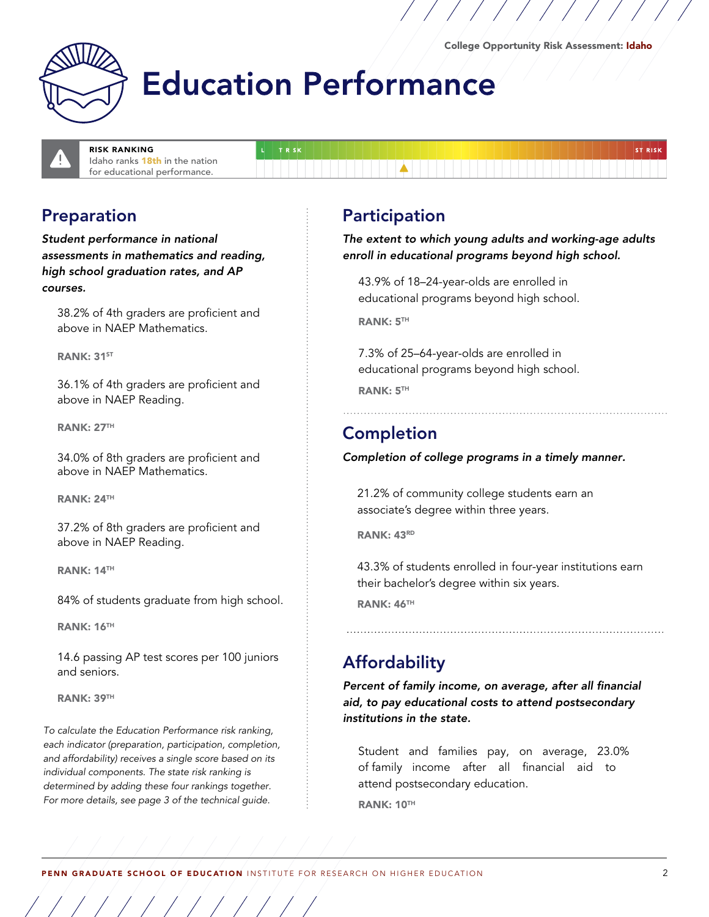# Education Performance

**RISK RANKING**
Idaho ranks **18th** in the nation for educational performance.

## Preparation

***Student performance in national assessments in mathematics and reading, high school graduation rates, and AP courses.***

38.2% of 4th graders are proficient and above in NAEP Mathematics.

**RANK: 31ST**

36.1% of 4th graders are proficient and above in NAEP Reading.

**RANK: 27TH**

34.0% of 8th graders are proficient and above in NAEP Mathematics.

**RANK: 24TH**

37.2% of 8th graders are proficient and above in NAEP Reading.

**RANK: 14TH**

84% of students graduate from high school.

**RANK: 16TH**

14.6 passing AP test scores per 100 juniors and seniors.

**RANK: 39TH**

*To calculate the Education Performance risk ranking, each indicator (preparation, participation, completion, and affordability) receives a single score based on its individual components. The state risk ranking is determined by adding these four rankings together. For more details, see page 3 of the technical guide.*

## Participation

***The extent to which young adults and working-age adults enroll in educational programs beyond high school.***

43.9% of 18–24-year-olds are enrolled in educational programs beyond high school.

**RANK: 5TH**

7.3% of 25–64-year-olds are enrolled in educational programs beyond high school.

**RANK: 5TH**

## Completion

***Completion of college programs in a timely manner.***

21.2% of community college students earn an associate's degree within three years.

**RANK: 43RD**

43.3% of students enrolled in four-year institutions earn their bachelor's degree within six years.

**RANK: 46TH**

## Affordability

***Percent of family income, on average, after all financial aid, to pay educational costs to attend postsecondary institutions in the state.***

Student and families pay, on average, 23.0% of family income after all financial aid to attend postsecondary education.

**RANK: 10TH**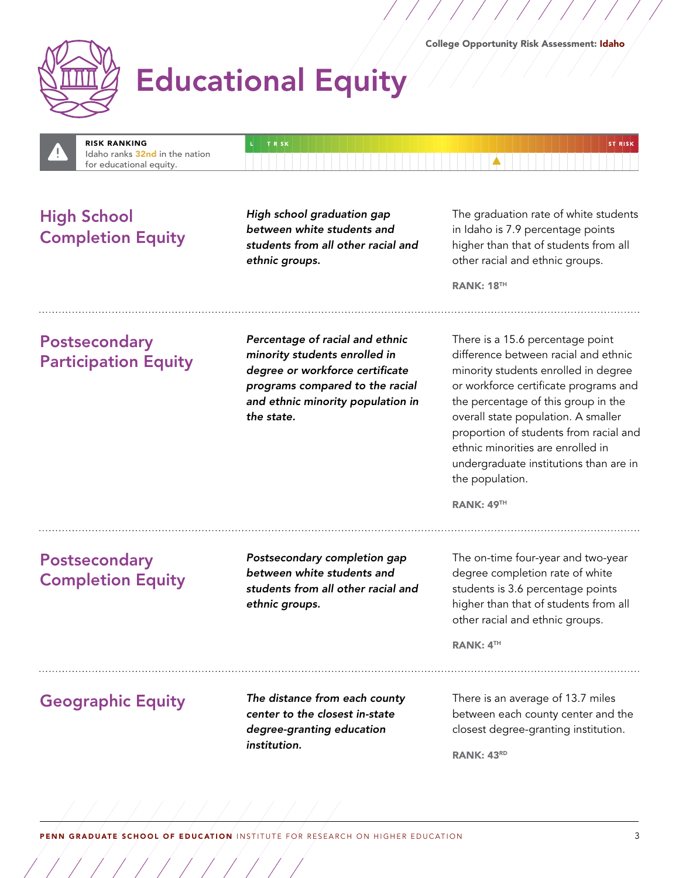# Educational Equity

**RISK RANKING**
Idaho ranks **32nd** in the nation for educational equity.

## High School Completion Equity

***High school graduation gap between white students and students from all other racial and ethnic groups.***

The graduation rate of white students in Idaho is 7.9 percentage points higher than that of students from all other racial and ethnic groups.

**RANK: 18TH**

## Postsecondary Participation Equity

***Percentage of racial and ethnic minority students enrolled in degree or workforce certificate programs compared to the racial and ethnic minority population in the state.***

There is a 15.6 percentage point difference between racial and ethnic minority students enrolled in degree or workforce certificate programs and the percentage of this group in the overall state population. A smaller proportion of students from racial and ethnic minorities are enrolled in undergraduate institutions than are in the population.

**RANK: 49TH**

## Postsecondary Completion Equity

***Postsecondary completion gap between white students and students from all other racial and ethnic groups.***

The on-time four-year and two-year degree completion rate of white students is 3.6 percentage points higher than that of students from all other racial and ethnic groups.

**RANK: 4TH**

## Geographic Equity

***The distance from each county center to the closest in-state degree-granting education institution.***

There is an average of 13.7 miles between each county center and the closest degree-granting institution.

**RANK: 43RD**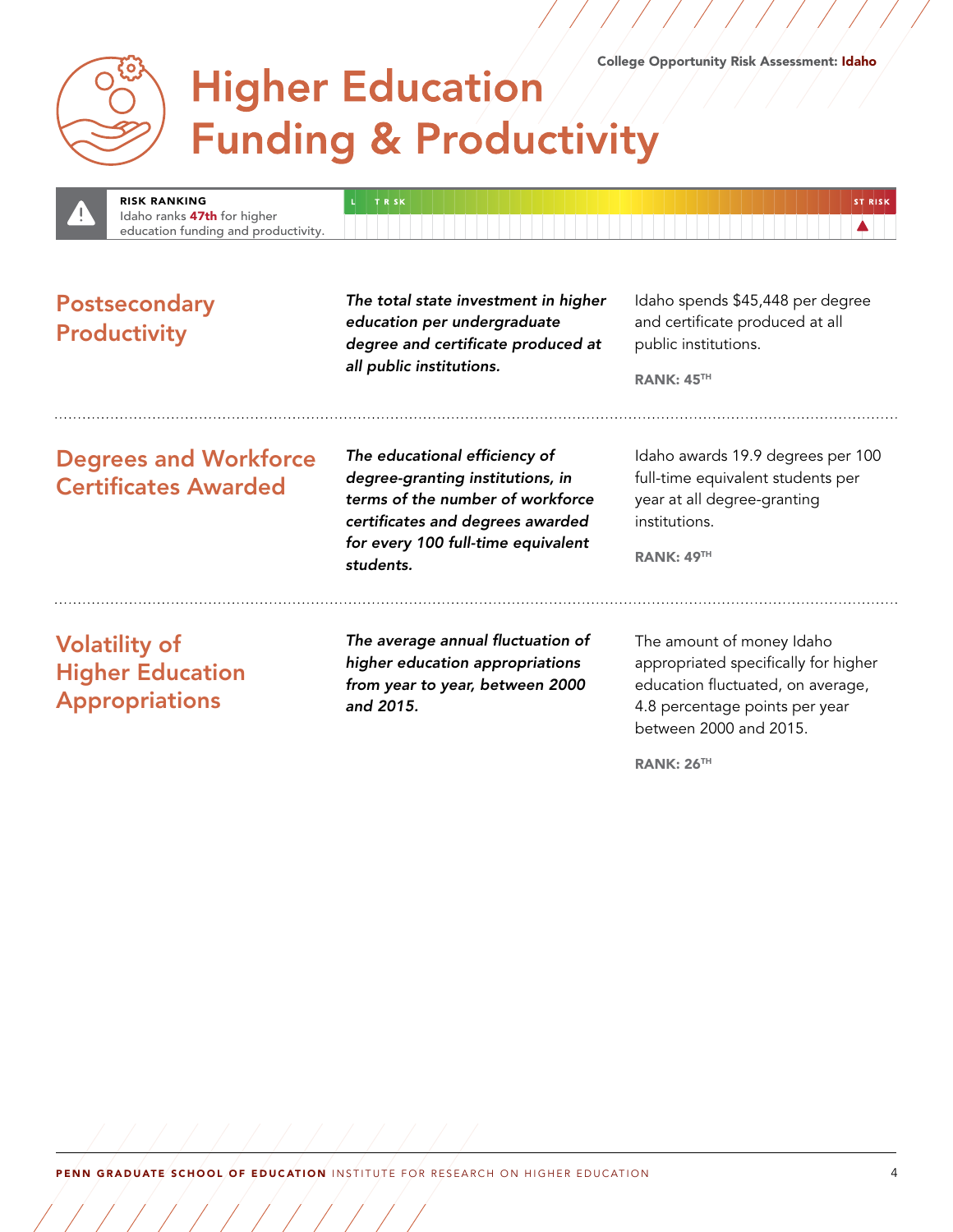# Higher Education Funding & Productivity

**RISK RANKING**
Idaho ranks **47th** for higher education funding and productivity.

LEAST RISK — MOST RISK

## Postsecondary Productivity

***The total state investment in higher education per undergraduate degree and certificate produced at all public institutions.***

Idaho spends $45,448 per degree and certificate produced at all public institutions.

**RANK: 45TH**

## Degrees and Workforce Certificates Awarded

***The educational efficiency of degree-granting institutions, in terms of the number of workforce certificates and degrees awarded for every 100 full-time equivalent students.***

Idaho awards 19.9 degrees per 100 full-time equivalent students per year at all degree-granting institutions.

**RANK: 49TH**

## Volatility of Higher Education Appropriations

***The average annual fluctuation of higher education appropriations from year to year, between 2000 and 2015.***

The amount of money Idaho appropriated specifically for higher education fluctuated, on average, 4.8 percentage points per year between 2000 and 2015.

**RANK: 26TH**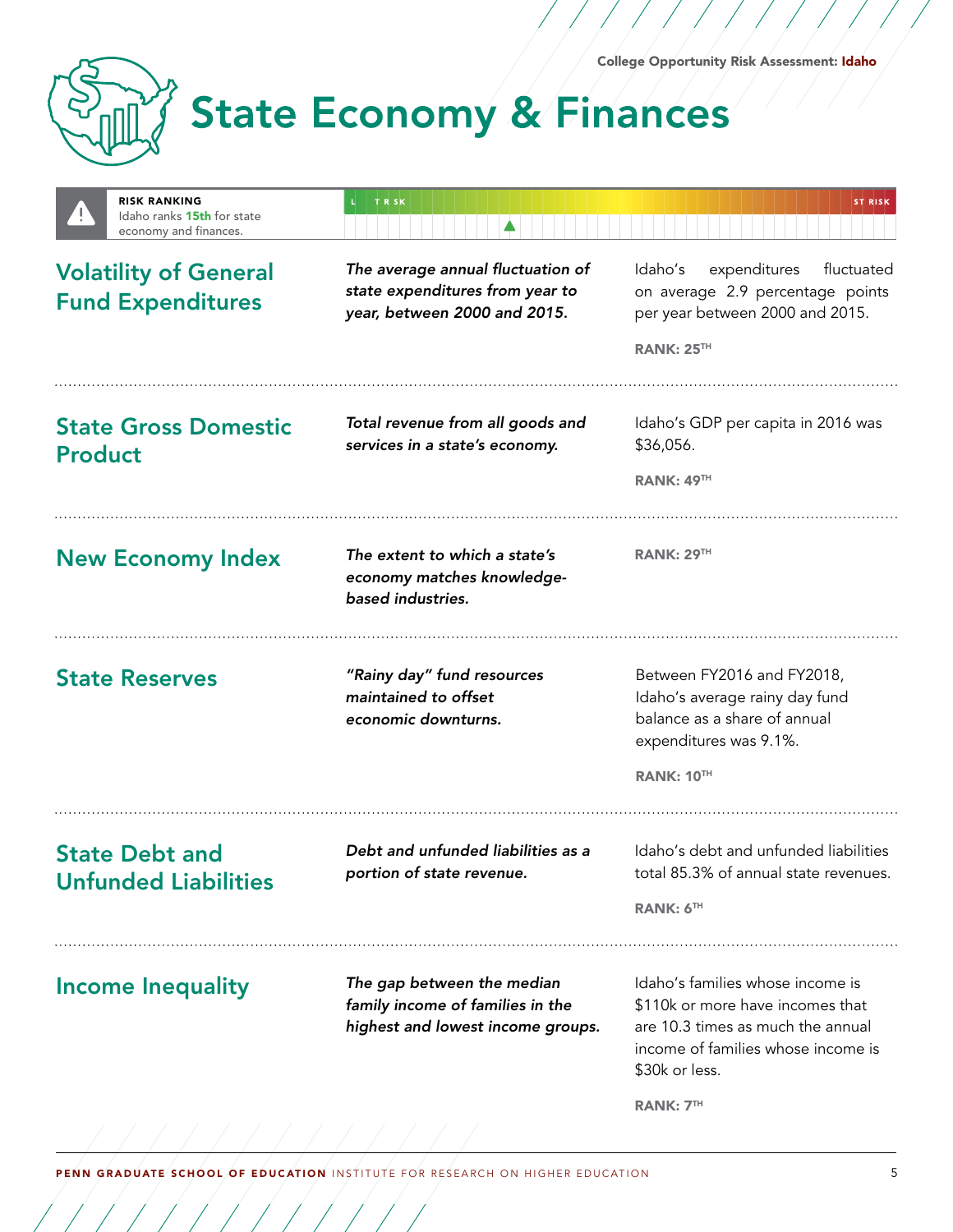# State Economy & Finances

**RISK RANKING**
Idaho ranks **15th** for state economy and finances.

## Volatility of General Fund Expenditures

***The average annual fluctuation of state expenditures from year to year, between 2000 and 2015.***

Idaho's expenditures fluctuated on average 2.9 percentage points per year between 2000 and 2015.

**RANK: 25TH**

## State Gross Domestic Product

***Total revenue from all goods and services in a state's economy.***

Idaho's GDP per capita in 2016 was $36,056.

**RANK: 49TH**

## New Economy Index

***The extent to which a state's economy matches knowledge-based industries.***

**RANK: 29TH**

## State Reserves

***"Rainy day" fund resources maintained to offset economic downturns.***

Between FY2016 and FY2018, Idaho's average rainy day fund balance as a share of annual expenditures was 9.1%.

**RANK: 10TH**

## State Debt and Unfunded Liabilities

***Debt and unfunded liabilities as a portion of state revenue.***

Idaho's debt and unfunded liabilities total 85.3% of annual state revenues.

**RANK: 6TH**

## Income Inequality

***The gap between the median family income of families in the highest and lowest income groups.***

Idaho's families whose income is $110k or more have incomes that are 10.3 times as much the annual income of families whose income is $30k or less.

**RANK: 7TH**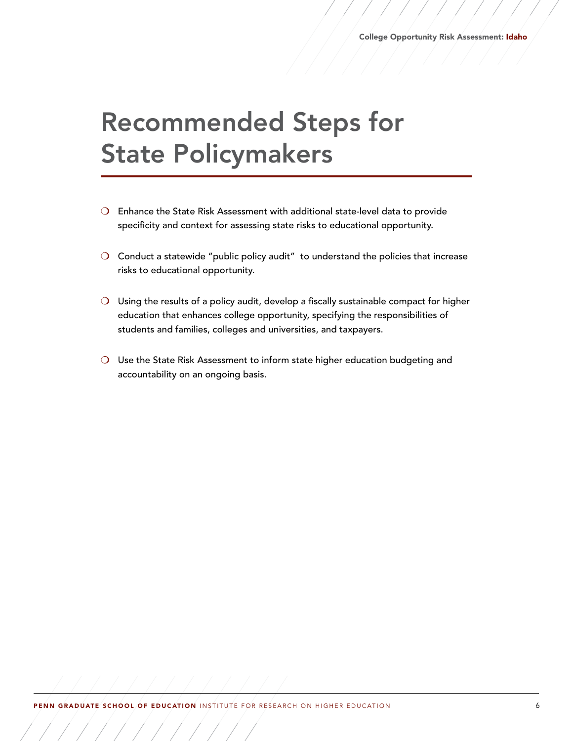# Recommended Steps for State Policymakers

- Enhance the State Risk Assessment with additional state-level data to provide specificity and context for assessing state risks to educational opportunity.
- Conduct a statewide "public policy audit" to understand the policies that increase risks to educational opportunity.
- Using the results of a policy audit, develop a fiscally sustainable compact for higher education that enhances college opportunity, specifying the responsibilities of students and families, colleges and universities, and taxpayers.
- Use the State Risk Assessment to inform state higher education budgeting and accountability on an ongoing basis.